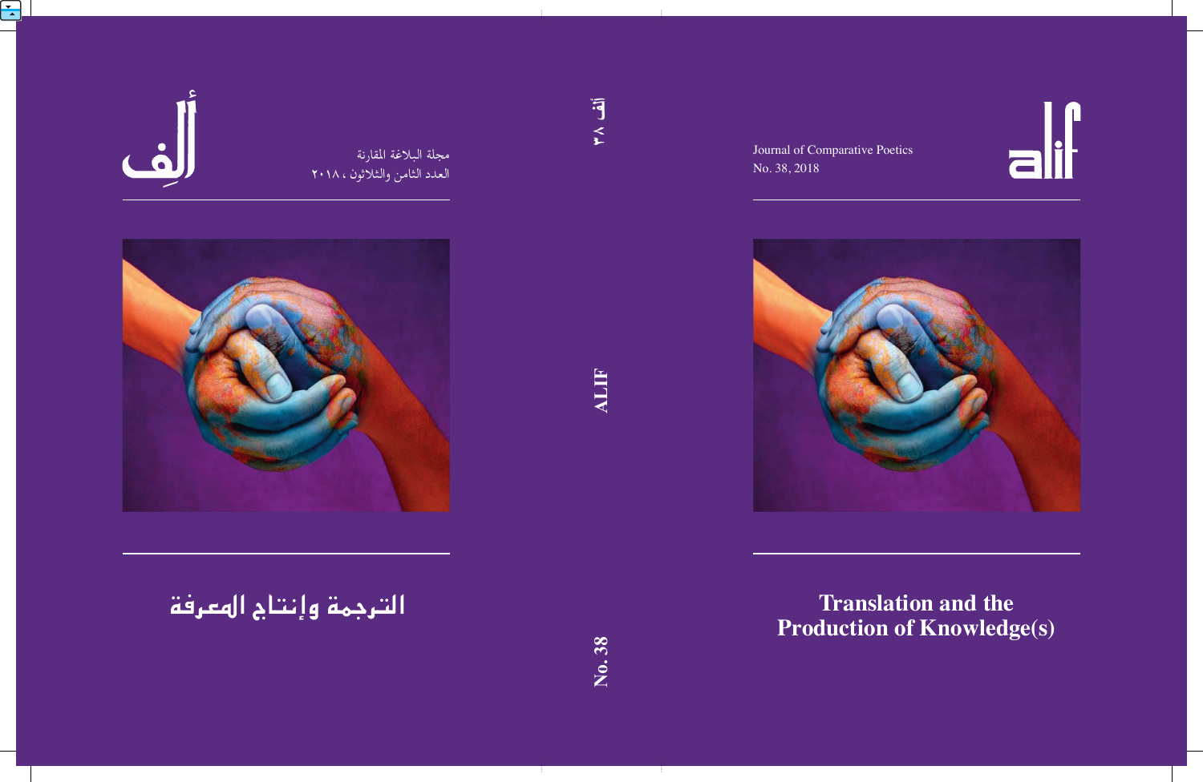# alif

Journal of Comparative Poetics
No. 38, 2018

## Translation and the Production of Knowledge(s)

ALIF No. 38

ألف ٣٨

# ألِف

مجلة البلاغة المقارنة
العدد الثامن والثلاثون ، ٢٠١٨

## الترجمة وإنتاج المعرفة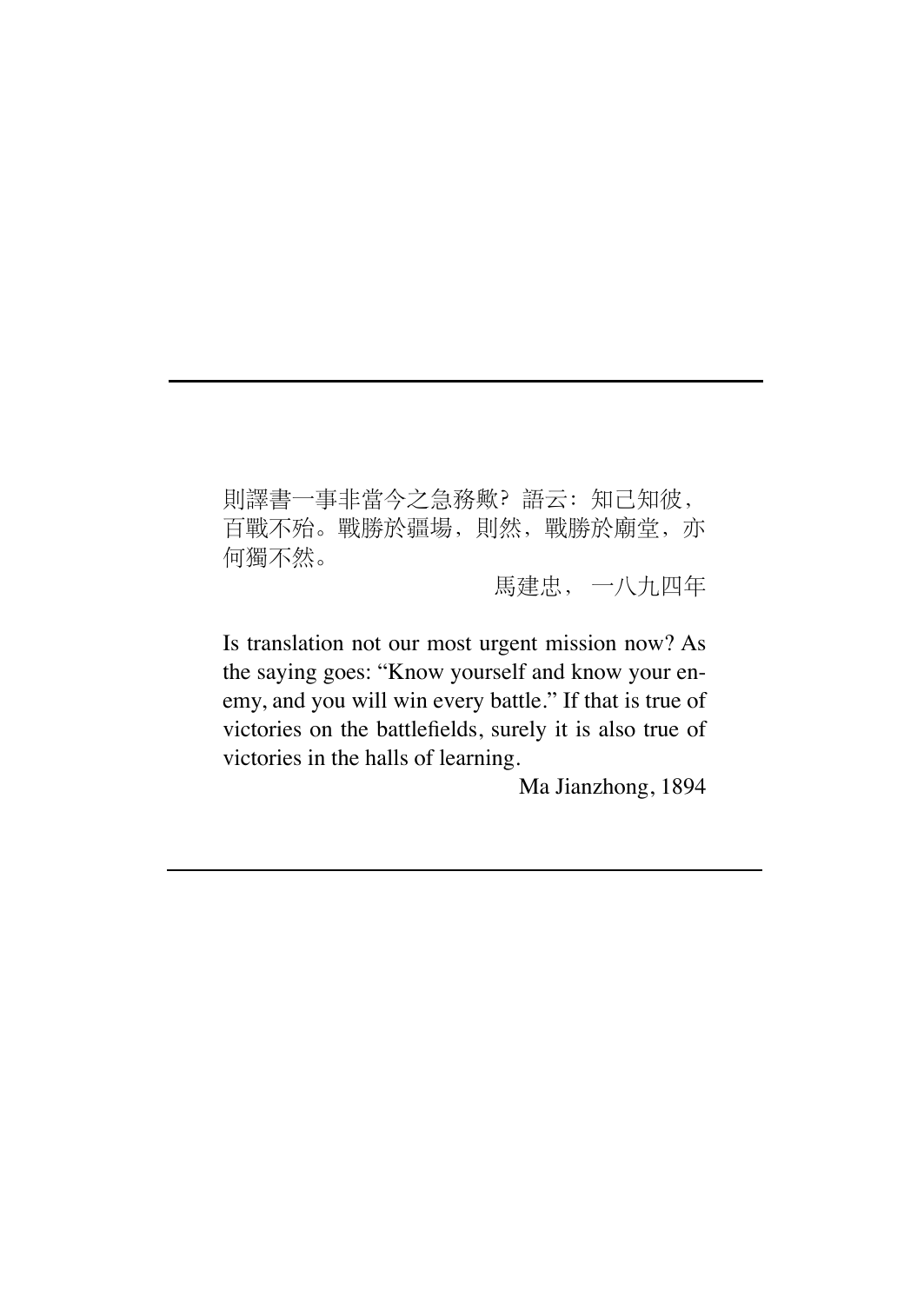則譯書一事非當今之急務歟？語云：知己知彼，百戰不殆。戰勝於疆場，則然，戰勝於廟堂，亦何獨不然。

馬建忠，一八九四年

Is translation not our most urgent mission now? As the saying goes: "Know yourself and know your enemy, and you will win every battle." If that is true of victories on the battlefields, surely it is also true of victories in the halls of learning.

Ma Jianzhong, 1894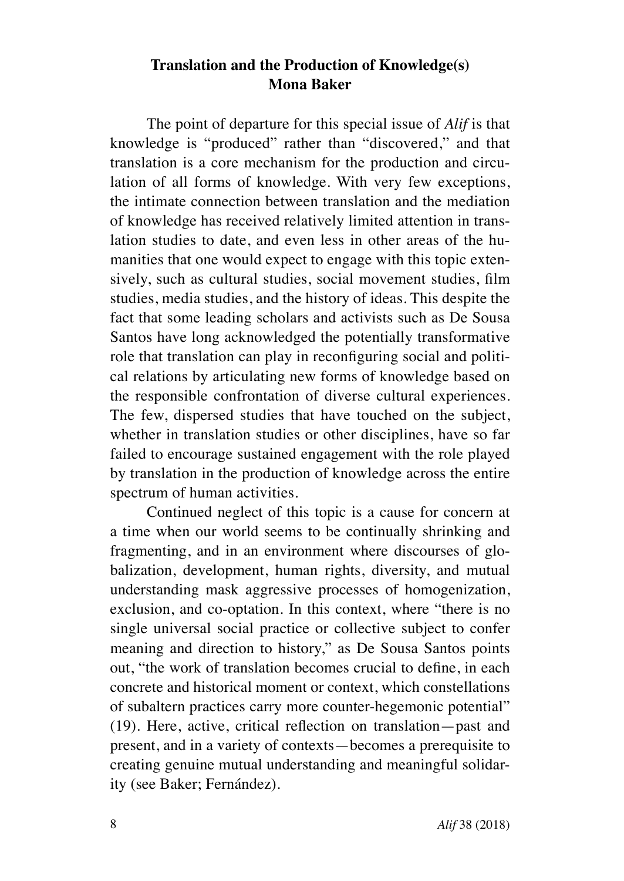# Translation and the Production of Knowledge(s)

**Mona Baker**

The point of departure for this special issue of *Alif* is that knowledge is "produced" rather than "discovered," and that translation is a core mechanism for the production and circulation of all forms of knowledge. With very few exceptions, the intimate connection between translation and the mediation of knowledge has received relatively limited attention in translation studies to date, and even less in other areas of the humanities that one would expect to engage with this topic extensively, such as cultural studies, social movement studies, film studies, media studies, and the history of ideas. This despite the fact that some leading scholars and activists such as De Sousa Santos have long acknowledged the potentially transformative role that translation can play in reconfiguring social and political relations by articulating new forms of knowledge based on the responsible confrontation of diverse cultural experiences. The few, dispersed studies that have touched on the subject, whether in translation studies or other disciplines, have so far failed to encourage sustained engagement with the role played by translation in the production of knowledge across the entire spectrum of human activities.

Continued neglect of this topic is a cause for concern at a time when our world seems to be continually shrinking and fragmenting, and in an environment where discourses of globalization, development, human rights, diversity, and mutual understanding mask aggressive processes of homogenization, exclusion, and co-optation. In this context, where "there is no single universal social practice or collective subject to confer meaning and direction to history," as De Sousa Santos points out, "the work of translation becomes crucial to define, in each concrete and historical moment or context, which constellations of subaltern practices carry more counter-hegemonic potential" (19). Here, active, critical reflection on translation—past and present, and in a variety of contexts—becomes a prerequisite to creating genuine mutual understanding and meaningful solidarity (see Baker; Fernández).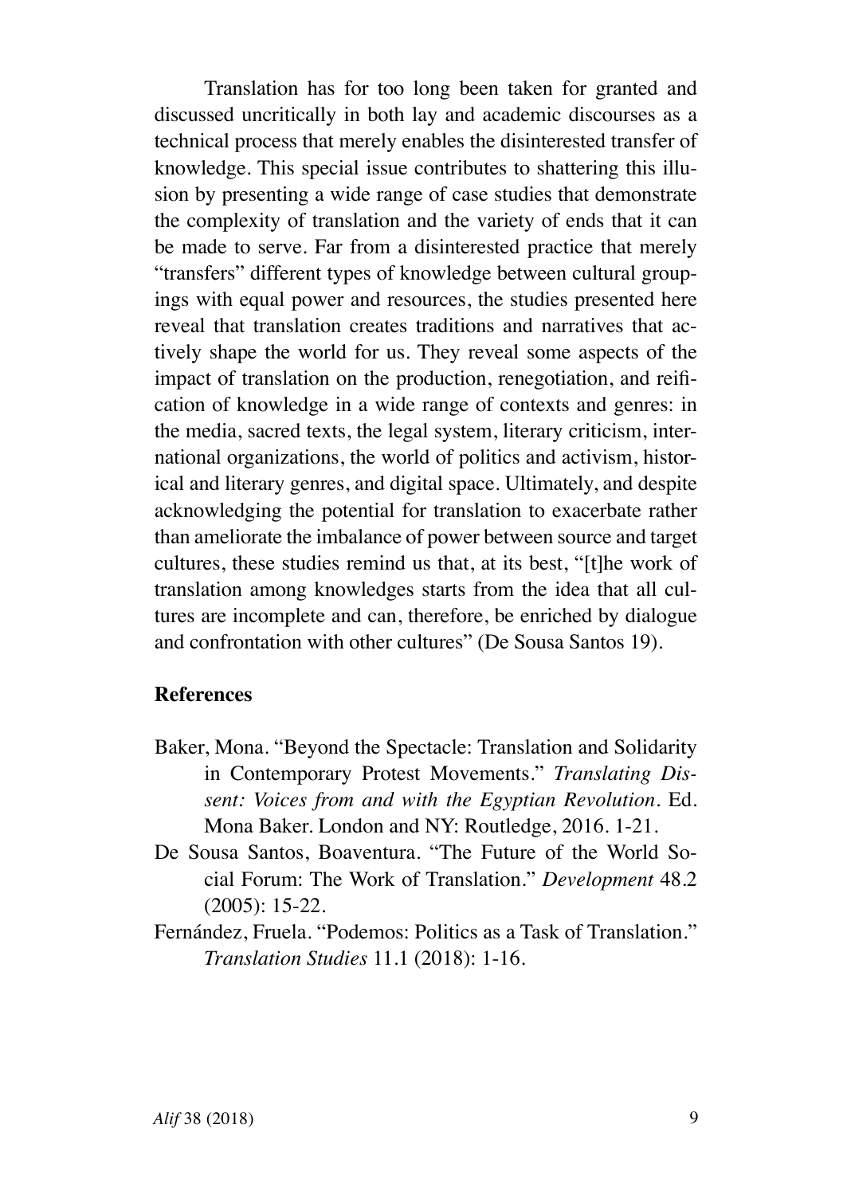Translation has for too long been taken for granted and discussed uncritically in both lay and academic discourses as a technical process that merely enables the disinterested transfer of knowledge. This special issue contributes to shattering this illusion by presenting a wide range of case studies that demonstrate the complexity of translation and the variety of ends that it can be made to serve. Far from a disinterested practice that merely "transfers" different types of knowledge between cultural groupings with equal power and resources, the studies presented here reveal that translation creates traditions and narratives that actively shape the world for us. They reveal some aspects of the impact of translation on the production, renegotiation, and reification of knowledge in a wide range of contexts and genres: in the media, sacred texts, the legal system, literary criticism, international organizations, the world of politics and activism, historical and literary genres, and digital space. Ultimately, and despite acknowledging the potential for translation to exacerbate rather than ameliorate the imbalance of power between source and target cultures, these studies remind us that, at its best, "[t]he work of translation among knowledges starts from the idea that all cultures are incomplete and can, therefore, be enriched by dialogue and confrontation with other cultures" (De Sousa Santos 19).

## References

Baker, Mona. "Beyond the Spectacle: Translation and Solidarity in Contemporary Protest Movements." *Translating Dissent: Voices from and with the Egyptian Revolution*. Ed. Mona Baker. London and NY: Routledge, 2016. 1-21.

De Sousa Santos, Boaventura. "The Future of the World Social Forum: The Work of Translation." *Development* 48.2 (2005): 15-22.

Fernández, Fruela. "Podemos: Politics as a Task of Translation." *Translation Studies* 11.1 (2018): 1-16.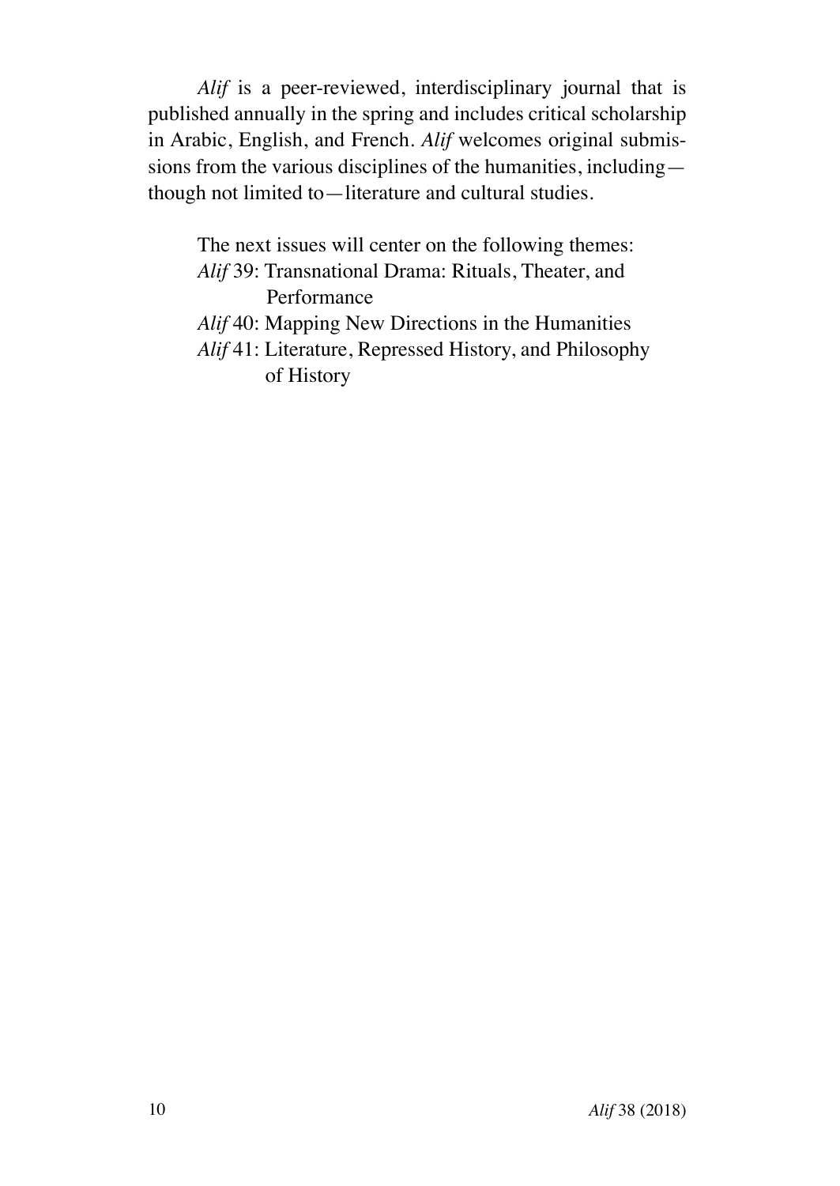*Alif* is a peer-reviewed, interdisciplinary journal that is published annually in the spring and includes critical scholarship in Arabic, English, and French. *Alif* welcomes original submissions from the various disciplines of the humanities, including—though not limited to—literature and cultural studies.

The next issues will center on the following themes:

*Alif* 39: Transnational Drama: Rituals, Theater, and Performance

*Alif* 40: Mapping New Directions in the Humanities

*Alif* 41: Literature, Repressed History, and Philosophy of History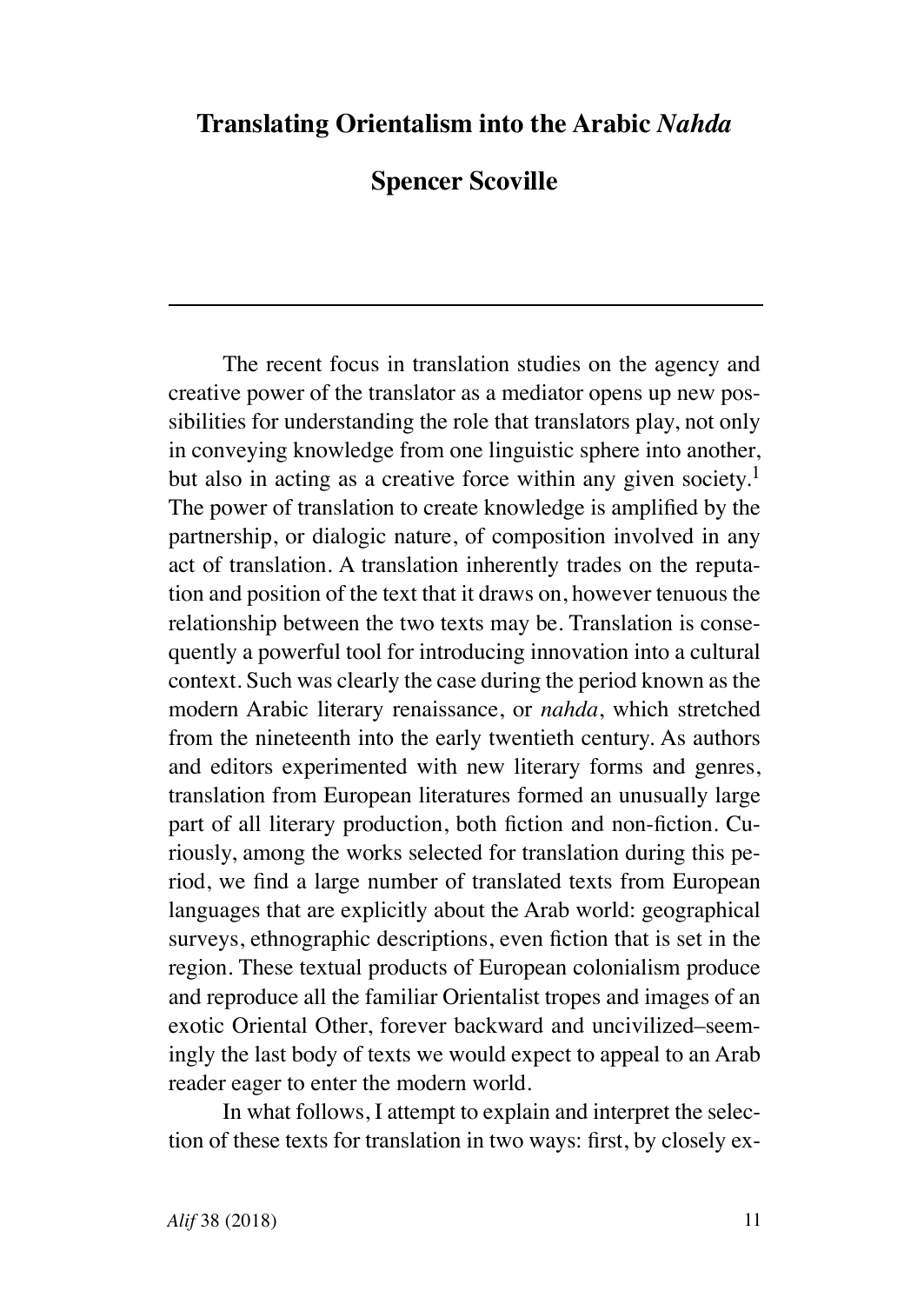# Translating Orientalism into the Arabic *Nahda*

**Spencer Scoville**

---

The recent focus in translation studies on the agency and creative power of the translator as a mediator opens up new possibilities for understanding the role that translators play, not only in conveying knowledge from one linguistic sphere into another, but also in acting as a creative force within any given society.[1] The power of translation to create knowledge is amplified by the partnership, or dialogic nature, of composition involved in any act of translation. A translation inherently trades on the reputation and position of the text that it draws on, however tenuous the relationship between the two texts may be. Translation is consequently a powerful tool for introducing innovation into a cultural context. Such was clearly the case during the period known as the modern Arabic literary renaissance, or *nahda*, which stretched from the nineteenth into the early twentieth century. As authors and editors experimented with new literary forms and genres, translation from European literatures formed an unusually large part of all literary production, both fiction and non-fiction. Curiously, among the works selected for translation during this period, we find a large number of translated texts from European languages that are explicitly about the Arab world: geographical surveys, ethnographic descriptions, even fiction that is set in the region. These textual products of European colonialism produce and reproduce all the familiar Orientalist tropes and images of an exotic Oriental Other, forever backward and uncivilized–seemingly the last body of texts we would expect to appeal to an Arab reader eager to enter the modern world.

In what follows, I attempt to explain and interpret the selection of these texts for translation in two ways: first, by closely ex-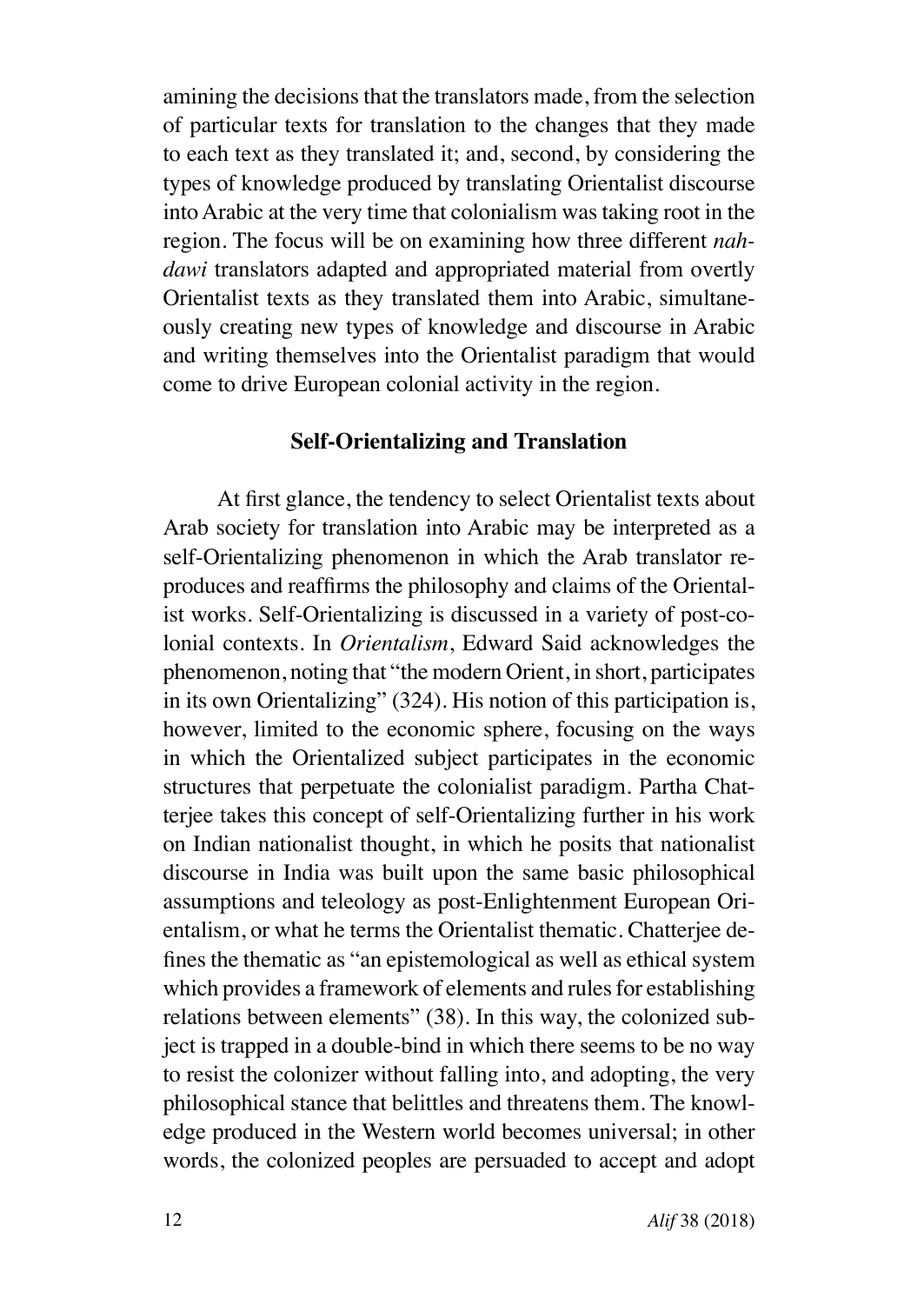amining the decisions that the translators made, from the selection of particular texts for translation to the changes that they made to each text as they translated it; and, second, by considering the types of knowledge produced by translating Orientalist discourse into Arabic at the very time that colonialism was taking root in the region. The focus will be on examining how three different *nahdawi* translators adapted and appropriated material from overtly Orientalist texts as they translated them into Arabic, simultaneously creating new types of knowledge and discourse in Arabic and writing themselves into the Orientalist paradigm that would come to drive European colonial activity in the region.

## Self-Orientalizing and Translation

At first glance, the tendency to select Orientalist texts about Arab society for translation into Arabic may be interpreted as a self-Orientalizing phenomenon in which the Arab translator reproduces and reaffirms the philosophy and claims of the Orientalist works. Self-Orientalizing is discussed in a variety of post-colonial contexts. In *Orientalism*, Edward Said acknowledges the phenomenon, noting that "the modern Orient, in short, participates in its own Orientalizing" (324). His notion of this participation is, however, limited to the economic sphere, focusing on the ways in which the Orientalized subject participates in the economic structures that perpetuate the colonialist paradigm. Partha Chatterjee takes this concept of self-Orientalizing further in his work on Indian nationalist thought, in which he posits that nationalist discourse in India was built upon the same basic philosophical assumptions and teleology as post-Enlightenment European Orientalism, or what he terms the Orientalist thematic. Chatterjee defines the thematic as "an epistemological as well as ethical system which provides a framework of elements and rules for establishing relations between elements" (38). In this way, the colonized subject is trapped in a double-bind in which there seems to be no way to resist the colonizer without falling into, and adopting, the very philosophical stance that belittles and threatens them. The knowledge produced in the Western world becomes universal; in other words, the colonized peoples are persuaded to accept and adopt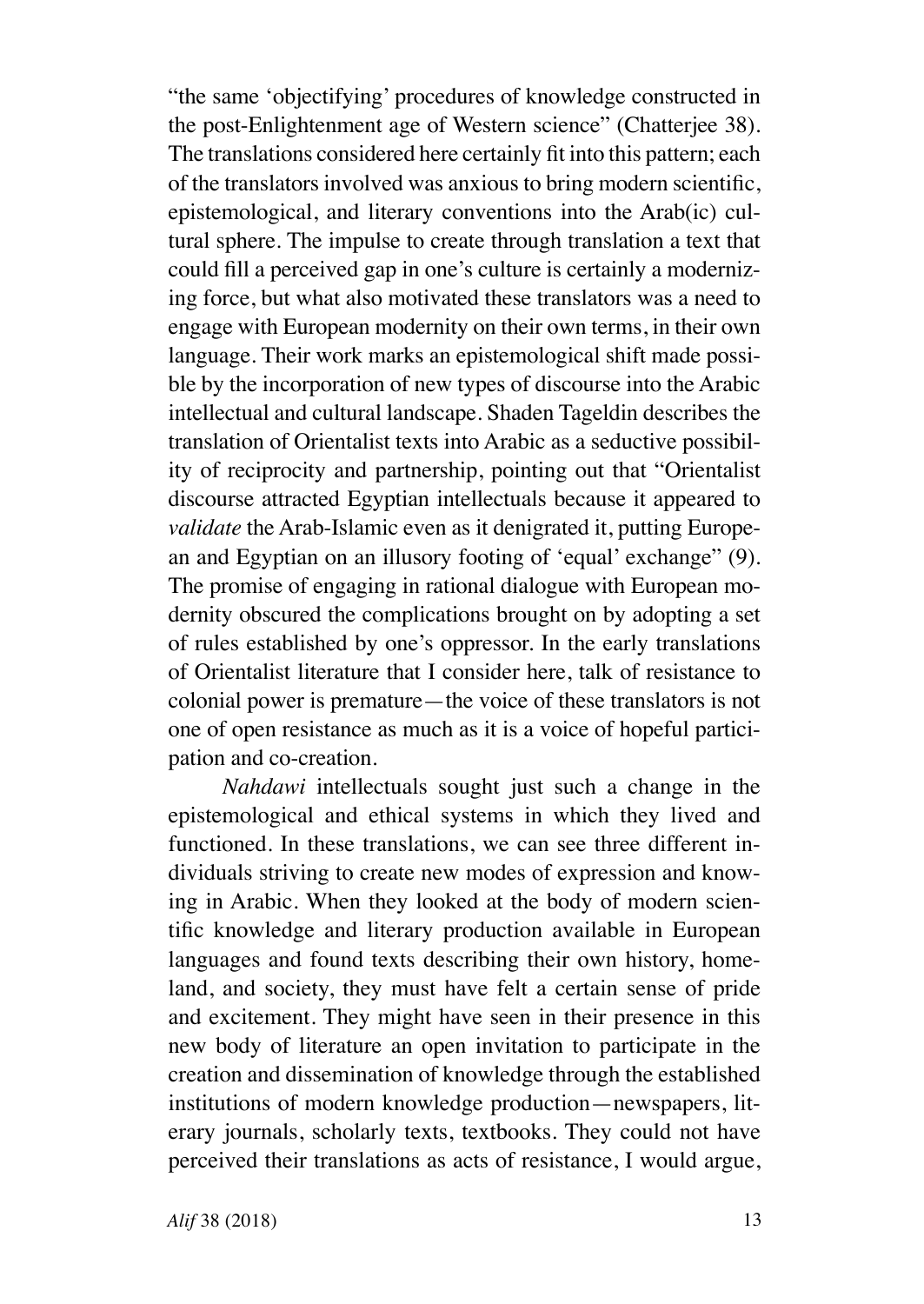"the same 'objectifying' procedures of knowledge constructed in the post-Enlightenment age of Western science" (Chatterjee 38). The translations considered here certainly fit into this pattern; each of the translators involved was anxious to bring modern scientific, epistemological, and literary conventions into the Arab(ic) cultural sphere. The impulse to create through translation a text that could fill a perceived gap in one's culture is certainly a modernizing force, but what also motivated these translators was a need to engage with European modernity on their own terms, in their own language. Their work marks an epistemological shift made possible by the incorporation of new types of discourse into the Arabic intellectual and cultural landscape. Shaden Tageldin describes the translation of Orientalist texts into Arabic as a seductive possibility of reciprocity and partnership, pointing out that "Orientalist discourse attracted Egyptian intellectuals because it appeared to *validate* the Arab-Islamic even as it denigrated it, putting European and Egyptian on an illusory footing of 'equal' exchange" (9). The promise of engaging in rational dialogue with European modernity obscured the complications brought on by adopting a set of rules established by one's oppressor. In the early translations of Orientalist literature that I consider here, talk of resistance to colonial power is premature—the voice of these translators is not one of open resistance as much as it is a voice of hopeful participation and co-creation.

*Nahdawi* intellectuals sought just such a change in the epistemological and ethical systems in which they lived and functioned. In these translations, we can see three different individuals striving to create new modes of expression and knowing in Arabic. When they looked at the body of modern scientific knowledge and literary production available in European languages and found texts describing their own history, homeland, and society, they must have felt a certain sense of pride and excitement. They might have seen in their presence in this new body of literature an open invitation to participate in the creation and dissemination of knowledge through the established institutions of modern knowledge production—newspapers, literary journals, scholarly texts, textbooks. They could not have perceived their translations as acts of resistance, I would argue,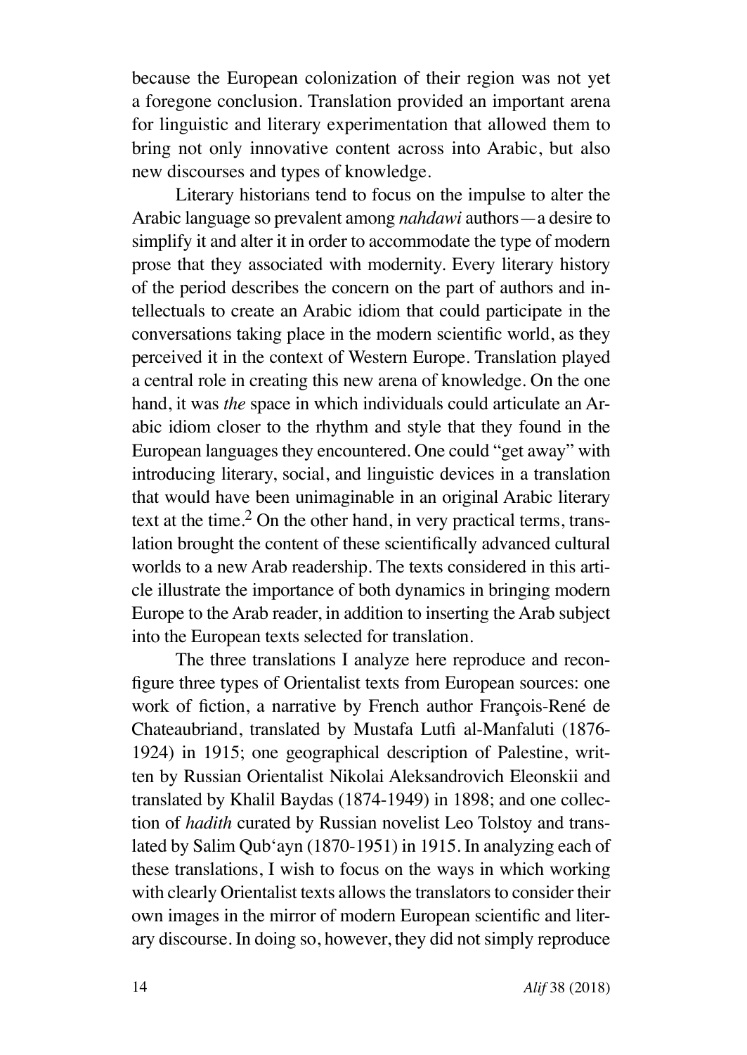because the European colonization of their region was not yet a foregone conclusion. Translation provided an important arena for linguistic and literary experimentation that allowed them to bring not only innovative content across into Arabic, but also new discourses and types of knowledge.

Literary historians tend to focus on the impulse to alter the Arabic language so prevalent among *nahdawi* authors—a desire to simplify it and alter it in order to accommodate the type of modern prose that they associated with modernity. Every literary history of the period describes the concern on the part of authors and intellectuals to create an Arabic idiom that could participate in the conversations taking place in the modern scientific world, as they perceived it in the context of Western Europe. Translation played a central role in creating this new arena of knowledge. On the one hand, it was *the* space in which individuals could articulate an Arabic idiom closer to the rhythm and style that they found in the European languages they encountered. One could "get away" with introducing literary, social, and linguistic devices in a translation that would have been unimaginable in an original Arabic literary text at the time.[2] On the other hand, in very practical terms, translation brought the content of these scientifically advanced cultural worlds to a new Arab readership. The texts considered in this article illustrate the importance of both dynamics in bringing modern Europe to the Arab reader, in addition to inserting the Arab subject into the European texts selected for translation.

The three translations I analyze here reproduce and reconfigure three types of Orientalist texts from European sources: one work of fiction, a narrative by French author François-René de Chateaubriand, translated by Mustafa Lutfi al-Manfaluti (1876-1924) in 1915; one geographical description of Palestine, written by Russian Orientalist Nikolai Aleksandrovich Eleonskii and translated by Khalil Baydas (1874-1949) in 1898; and one collection of *hadith* curated by Russian novelist Leo Tolstoy and translated by Salim Qub'ayn (1870-1951) in 1915. In analyzing each of these translations, I wish to focus on the ways in which working with clearly Orientalist texts allows the translators to consider their own images in the mirror of modern European scientific and literary discourse. In doing so, however, they did not simply reproduce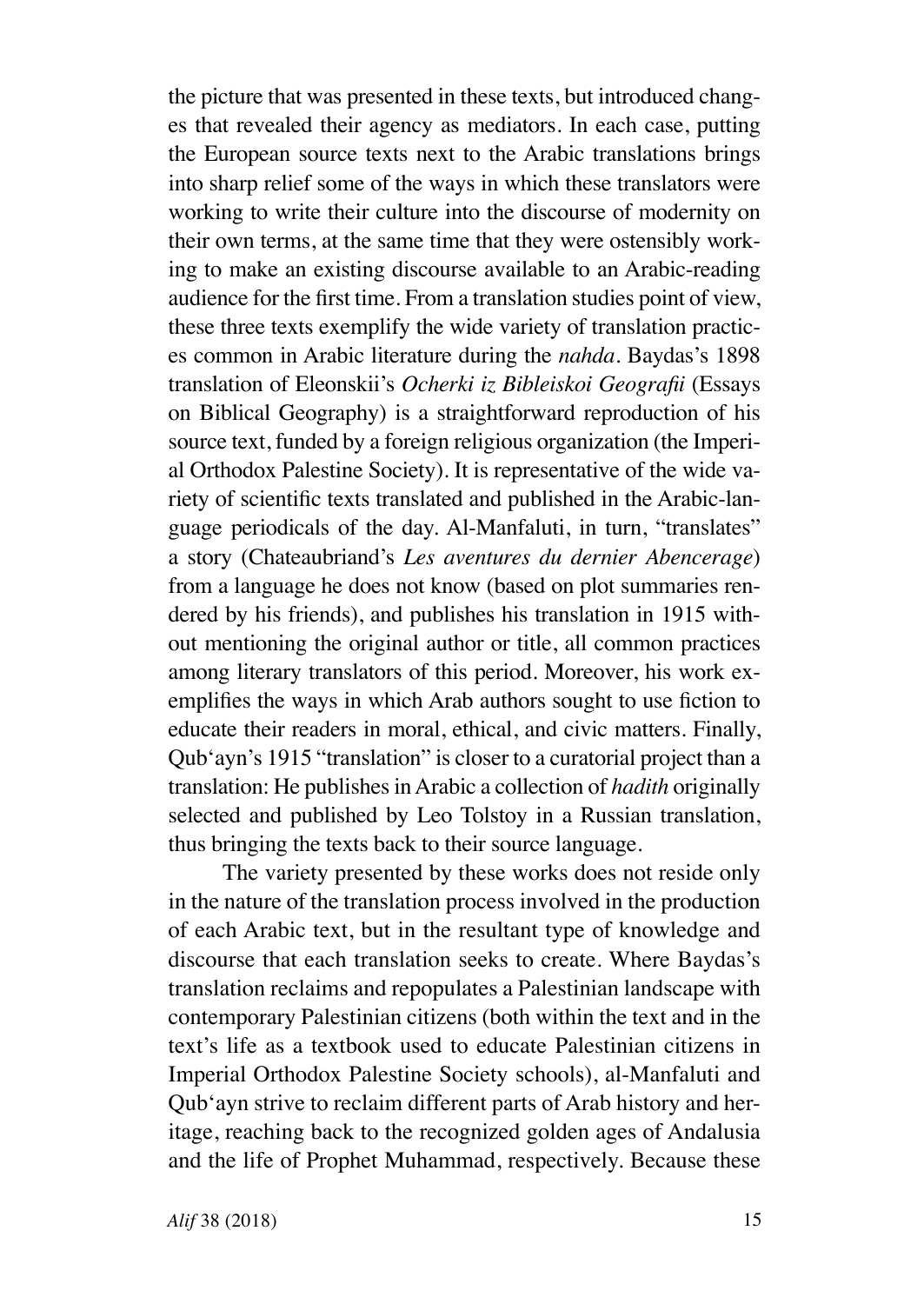the picture that was presented in these texts, but introduced changes that revealed their agency as mediators. In each case, putting the European source texts next to the Arabic translations brings into sharp relief some of the ways in which these translators were working to write their culture into the discourse of modernity on their own terms, at the same time that they were ostensibly working to make an existing discourse available to an Arabic-reading audience for the first time. From a translation studies point of view, these three texts exemplify the wide variety of translation practices common in Arabic literature during the *nahda*. Baydas's 1898 translation of Eleonskii's *Ocherki iz Bibleiskoi Geografii* (Essays on Biblical Geography) is a straightforward reproduction of his source text, funded by a foreign religious organization (the Imperial Orthodox Palestine Society). It is representative of the wide variety of scientific texts translated and published in the Arabic-language periodicals of the day. Al-Manfaluti, in turn, "translates" a story (Chateaubriand's *Les aventures du dernier Abencerage*) from a language he does not know (based on plot summaries rendered by his friends), and publishes his translation in 1915 without mentioning the original author or title, all common practices among literary translators of this period. Moreover, his work exemplifies the ways in which Arab authors sought to use fiction to educate their readers in moral, ethical, and civic matters. Finally, Qub'ayn's 1915 "translation" is closer to a curatorial project than a translation: He publishes in Arabic a collection of *hadith* originally selected and published by Leo Tolstoy in a Russian translation, thus bringing the texts back to their source language.

The variety presented by these works does not reside only in the nature of the translation process involved in the production of each Arabic text, but in the resultant type of knowledge and discourse that each translation seeks to create. Where Baydas's translation reclaims and repopulates a Palestinian landscape with contemporary Palestinian citizens (both within the text and in the text's life as a textbook used to educate Palestinian citizens in Imperial Orthodox Palestine Society schools), al-Manfaluti and Qub'ayn strive to reclaim different parts of Arab history and heritage, reaching back to the recognized golden ages of Andalusia and the life of Prophet Muhammad, respectively. Because these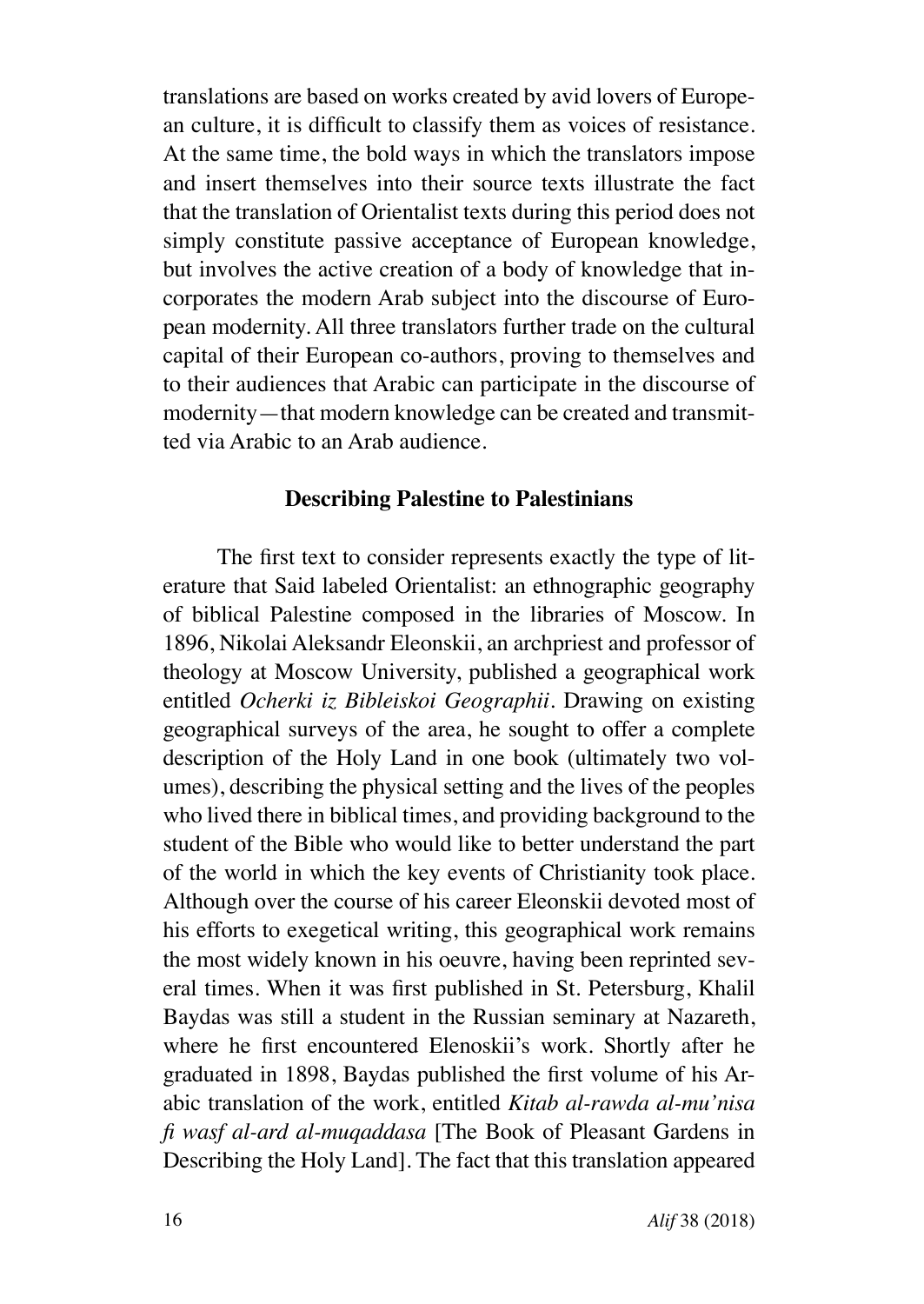translations are based on works created by avid lovers of European culture, it is difficult to classify them as voices of resistance. At the same time, the bold ways in which the translators impose and insert themselves into their source texts illustrate the fact that the translation of Orientalist texts during this period does not simply constitute passive acceptance of European knowledge, but involves the active creation of a body of knowledge that incorporates the modern Arab subject into the discourse of European modernity. All three translators further trade on the cultural capital of their European co-authors, proving to themselves and to their audiences that Arabic can participate in the discourse of modernity—that modern knowledge can be created and transmitted via Arabic to an Arab audience.

## Describing Palestine to Palestinians

The first text to consider represents exactly the type of literature that Said labeled Orientalist: an ethnographic geography of biblical Palestine composed in the libraries of Moscow. In 1896, Nikolai Aleksandr Eleonskii, an archpriest and professor of theology at Moscow University, published a geographical work entitled *Ocherki iz Bibleiskoi Geographii*. Drawing on existing geographical surveys of the area, he sought to offer a complete description of the Holy Land in one book (ultimately two volumes), describing the physical setting and the lives of the peoples who lived there in biblical times, and providing background to the student of the Bible who would like to better understand the part of the world in which the key events of Christianity took place. Although over the course of his career Eleonskii devoted most of his efforts to exegetical writing, this geographical work remains the most widely known in his oeuvre, having been reprinted several times. When it was first published in St. Petersburg, Khalil Baydas was still a student in the Russian seminary at Nazareth, where he first encountered Elenoskii's work. Shortly after he graduated in 1898, Baydas published the first volume of his Arabic translation of the work, entitled *Kitab al-rawda al-mu'nisa fi wasf al-ard al-muqaddasa* [The Book of Pleasant Gardens in Describing the Holy Land]. The fact that this translation appeared